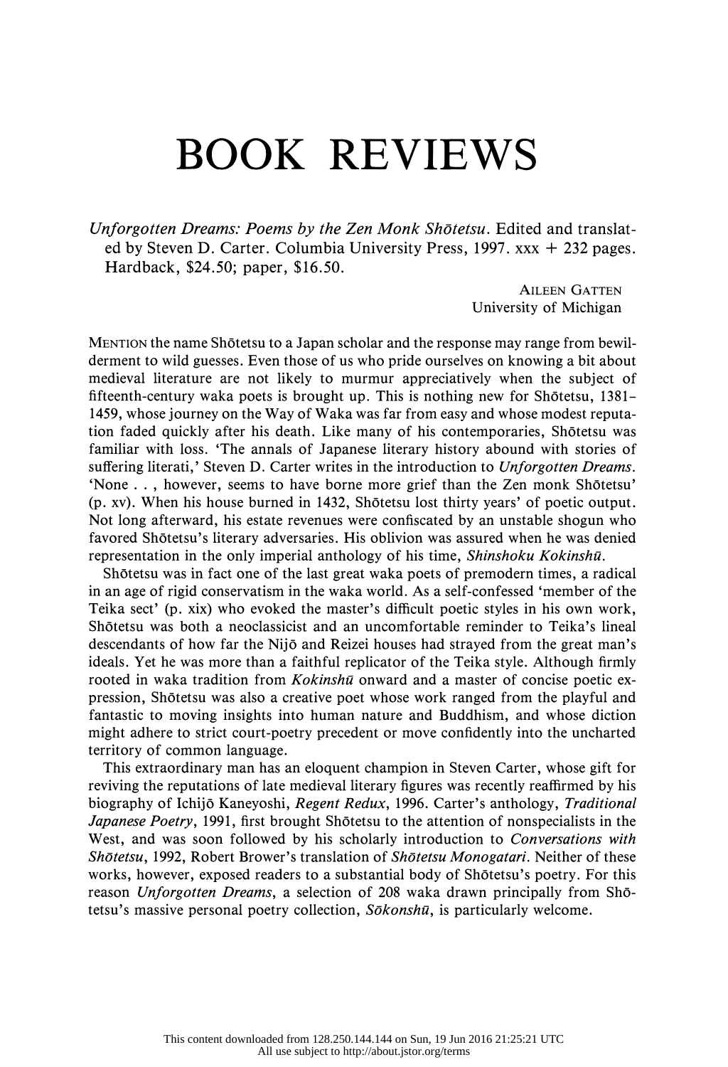# BOOK REVIEWS

*Unforgotten Dreams: Poems by the Zen Monk Shōtetsu*. Edited and translated by Steven D. Carter. Columbia University Press, 1997. xxx + 232 pages. Hardback, $24.50; paper, $16.50.

AILEEN GATTEN
University of Michigan

MENTION the name Shōtetsu to a Japan scholar and the response may range from bewilderment to wild guesses. Even those of us who pride ourselves on knowing a bit about medieval literature are not likely to murmur appreciatively when the subject of fifteenth-century waka poets is brought up. This is nothing new for Shōtetsu, 1381–1459, whose journey on the Way of Waka was far from easy and whose modest reputation faded quickly after his death. Like many of his contemporaries, Shōtetsu was familiar with loss. 'The annals of Japanese literary history abound with stories of suffering literati,' Steven D. Carter writes in the introduction to *Unforgotten Dreams*. 'None . . , however, seems to have borne more grief than the Zen monk Shōtetsu' (p. xv). When his house burned in 1432, Shōtetsu lost thirty years' of poetic output. Not long afterward, his estate revenues were confiscated by an unstable shogun who favored Shōtetsu's literary adversaries. His oblivion was assured when he was denied representation in the only imperial anthology of his time, *Shinshoku Kokinshū*.

Shōtetsu was in fact one of the last great waka poets of premodern times, a radical in an age of rigid conservatism in the waka world. As a self-confessed 'member of the Teika sect' (p. xix) who evoked the master's difficult poetic styles in his own work, Shōtetsu was both a neoclassicist and an uncomfortable reminder to Teika's lineal descendants of how far the Nijō and Reizei houses had strayed from the great man's ideals. Yet he was more than a faithful replicator of the Teika style. Although firmly rooted in waka tradition from *Kokinshū* onward and a master of concise poetic expression, Shōtetsu was also a creative poet whose work ranged from the playful and fantastic to moving insights into human nature and Buddhism, and whose diction might adhere to strict court-poetry precedent or move confidently into the uncharted territory of common language.

This extraordinary man has an eloquent champion in Steven Carter, whose gift for reviving the reputations of late medieval literary figures was recently reaffirmed by his biography of Ichijō Kaneyoshi, *Regent Redux*, 1996. Carter's anthology, *Traditional Japanese Poetry*, 1991, first brought Shōtetsu to the attention of nonspecialists in the West, and was soon followed by his scholarly introduction to *Conversations with Shōtetsu*, 1992, Robert Brower's translation of *Shōtetsu Monogatari*. Neither of these works, however, exposed readers to a substantial body of Shōtetsu's poetry. For this reason *Unforgotten Dreams*, a selection of 208 waka drawn principally from Shōtetsu's massive personal poetry collection, *Sōkonshū*, is particularly welcome.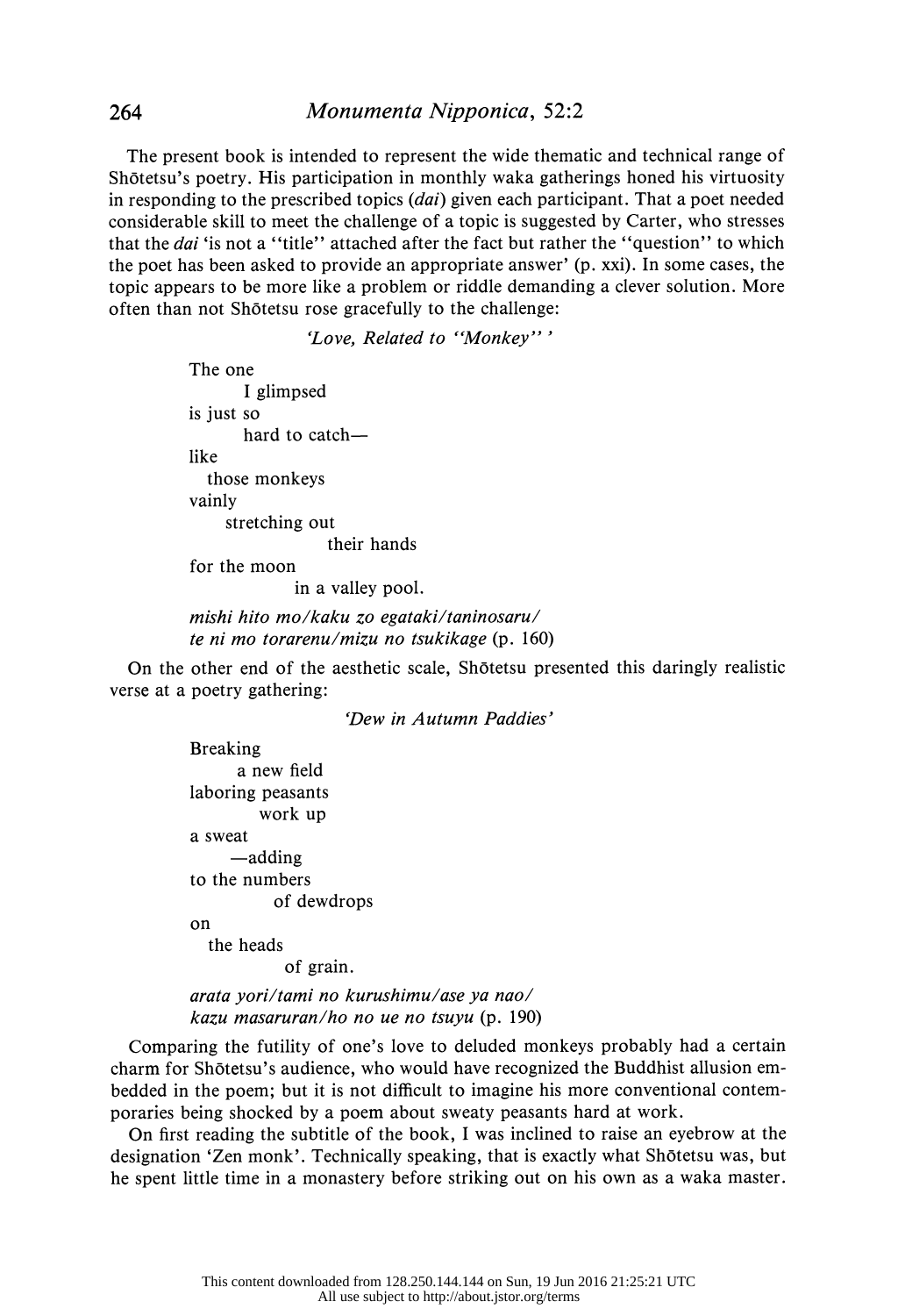The present book is intended to represent the wide thematic and technical range of Shōtetsu's poetry. His participation in monthly waka gatherings honed his virtuosity in responding to the prescribed topics (*dai*) given each participant. That a poet needed considerable skill to meet the challenge of a topic is suggested by Carter, who stresses that the *dai* 'is not a "title" attached after the fact but rather the "question" to which the poet has been asked to provide an appropriate answer' (p. xxi). In some cases, the topic appears to be more like a problem or riddle demanding a clever solution. More often than not Shōtetsu rose gracefully to the challenge:

*'Love, Related to "Monkey"'*

The one
    I glimpsed
is just so
    hard to catch—
like
  those monkeys
vainly
    stretching out
        their hands
for the moon
        in a valley pool.

*mishi hito mo/kaku zo egataki/taninosaru/*
*te ni mo torarenu/mizu no tsukikage* (p. 160)

On the other end of the aesthetic scale, Shōtetsu presented this daringly realistic verse at a poetry gathering:

*'Dew in Autumn Paddies'*

Breaking
    a new field
laboring peasants
    work up
a sweat
    —adding
to the numbers
    of dewdrops
on
  the heads
    of grain.

*arata yori/tami no kurushimu/ase ya nao/*
*kazu masaruran/ho no ue no tsuyu* (p. 190)

Comparing the futility of one's love to deluded monkeys probably had a certain charm for Shōtetsu's audience, who would have recognized the Buddhist allusion embedded in the poem; but it is not difficult to imagine his more conventional contemporaries being shocked by a poem about sweaty peasants hard at work.

On first reading the subtitle of the book, I was inclined to raise an eyebrow at the designation 'Zen monk'. Technically speaking, that is exactly what Shōtetsu was, but he spent little time in a monastery before striking out on his own as a waka master.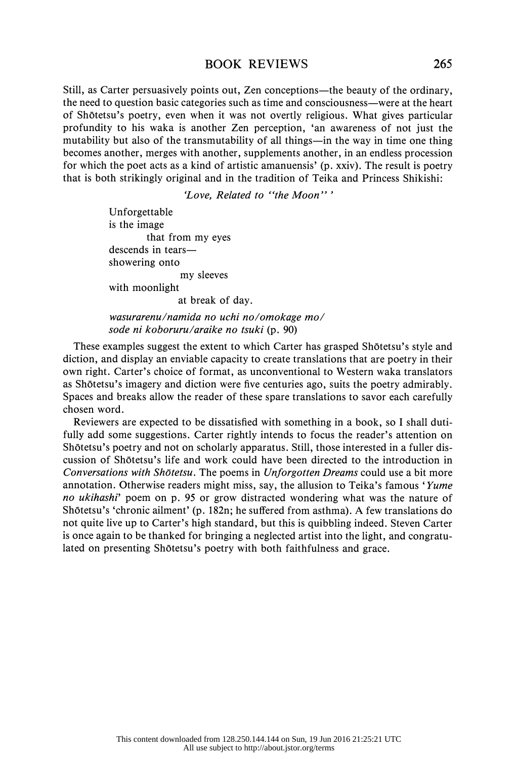Still, as Carter persuasively points out, Zen conceptions—the beauty of the ordinary, the need to question basic categories such as time and consciousness—were at the heart of Shōtetsu's poetry, even when it was not overtly religious. What gives particular profundity to his waka is another Zen perception, 'an awareness of not just the mutability but also of the transmutability of all things—in the way in time one thing becomes another, merges with another, supplements another, in an endless procession for which the poet acts as a kind of artistic amanuensis' (p. xxiv). The result is poetry that is both strikingly original and in the tradition of Teika and Princess Shikishi:

*'Love, Related to "the Moon"'*

Unforgettable  
is the image  
        that from my eyes  
descends in tears—  
showering onto  
                my sleeves  
with moonlight  
                at break of day.

*wasurarenu/namida no uchi no/omokage mo/*  
*sode ni koboruru/araike no tsuki* (p. 90)

These examples suggest the extent to which Carter has grasped Shōtetsu's style and diction, and display an enviable capacity to create translations that are poetry in their own right. Carter's choice of format, as unconventional to Western waka translators as Shōtetsu's imagery and diction were five centuries ago, suits the poetry admirably. Spaces and breaks allow the reader of these spare translations to savor each carefully chosen word.

Reviewers are expected to be dissatisfied with something in a book, so I shall dutifully add some suggestions. Carter rightly intends to focus the reader's attention on Shōtetsu's poetry and not on scholarly apparatus. Still, those interested in a fuller discussion of Shōtetsu's life and work could have been directed to the introduction in *Conversations with Shōtetsu*. The poems in *Unforgotten Dreams* could use a bit more annotation. Otherwise readers might miss, say, the allusion to Teika's famous '*Yume no ukihashi*' poem on p. 95 or grow distracted wondering what was the nature of Shōtetsu's 'chronic ailment' (p. 182n; he suffered from asthma). A few translations do not quite live up to Carter's high standard, but this is quibbling indeed. Steven Carter is once again to be thanked for bringing a neglected artist into the light, and congratulated on presenting Shōtetsu's poetry with both faithfulness and grace.